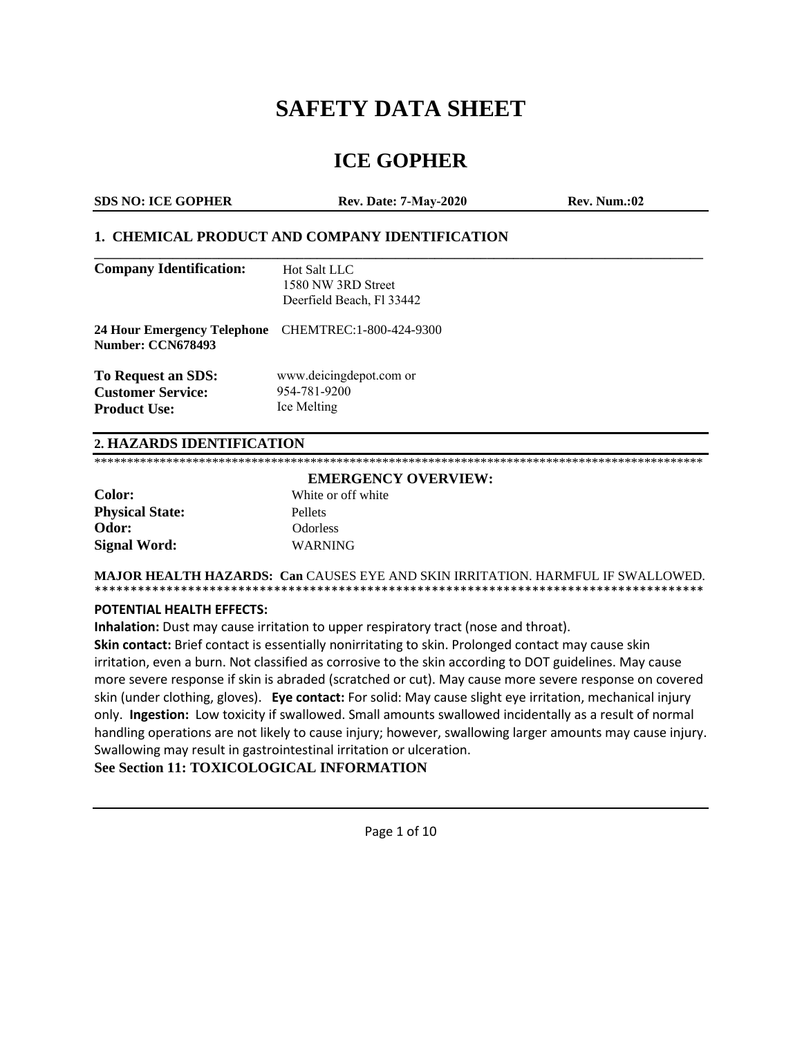# SAFETY DATA SHEET

# ICE GOPHER

**SDS NO: ICE GOPHER** **Rev. Date: 7-May-2020** **Rev. Num.:02**

## 1. CHEMICAL PRODUCT AND COMPANY IDENTIFICATION

**Company Identification:** Hot Salt LLC
1580 NW 3RD Street
Deerfield Beach, Fl 33442

**24 Hour Emergency Telephone Number: CCN678493** CHEMTREC:1-800-424-9300

**To Request an SDS:** www.deicingdepot.com or
**Customer Service:** 954-781-9200
**Product Use:** Ice Melting

## 2. HAZARDS IDENTIFICATION

**************************************************************************************************

**EMERGENCY OVERVIEW:**

**Color:** White or off white
**Physical State:** Pellets
**Odor:** Odorless
**Signal Word:** WARNING

**MAJOR HEALTH HAZARDS: Can** CAUSES EYE AND SKIN IRRITATION. HARMFUL IF SWALLOWED.

**************************************************************************************************

**POTENTIAL HEALTH EFFECTS:**

**Inhalation:** Dust may cause irritation to upper respiratory tract (nose and throat).
**Skin contact:** Brief contact is essentially nonirritating to skin. Prolonged contact may cause skin irritation, even a burn. Not classified as corrosive to the skin according to DOT guidelines. May cause more severe response if skin is abraded (scratched or cut). May cause more severe response on covered skin (under clothing, gloves). **Eye contact:** For solid: May cause slight eye irritation, mechanical injury only. **Ingestion:** Low toxicity if swallowed. Small amounts swallowed incidentally as a result of normal handling operations are not likely to cause injury; however, swallowing larger amounts may cause injury. Swallowing may result in gastrointestinal irritation or ulceration.

**See Section 11: TOXICOLOGICAL INFORMATION**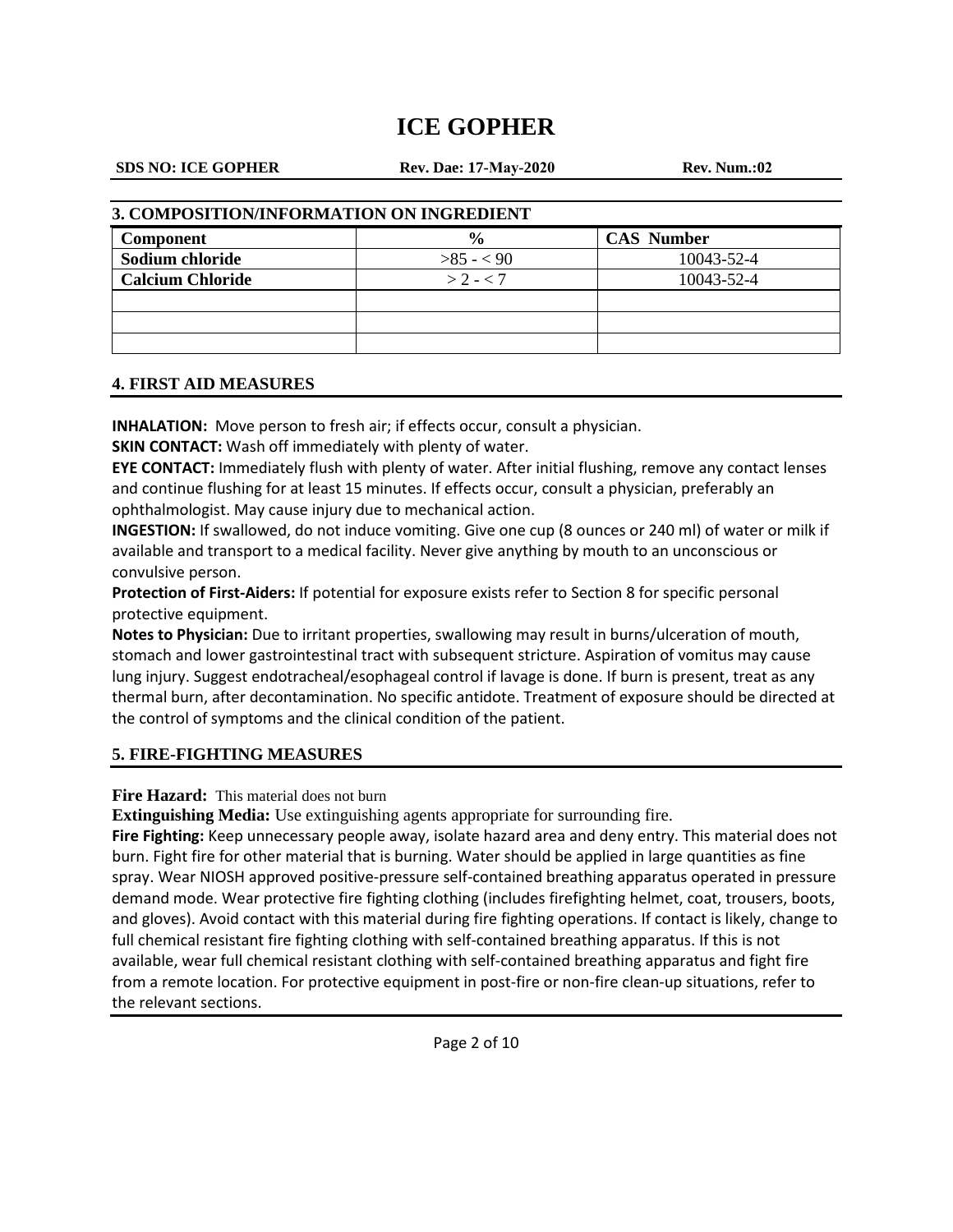# ICE GOPHER

**SDS NO: ICE GOPHER** | **Rev. Dae: 17-May-2020** | **Rev. Num.:02**

## 3. COMPOSITION/INFORMATION ON INGREDIENT

| Component | % | CAS Number |
|---|---|---|
| Sodium chloride | >85 - < 90 | 10043-52-4 |
| Calcium Chloride | > 2 - < 7 | 10043-52-4 |
| | | |
| | | |
| | | |

## 4. FIRST AID MEASURES

**INHALATION:** Move person to fresh air; if effects occur, consult a physician.

**SKIN CONTACT:** Wash off immediately with plenty of water.

**EYE CONTACT:** Immediately flush with plenty of water. After initial flushing, remove any contact lenses and continue flushing for at least 15 minutes. If effects occur, consult a physician, preferably an ophthalmologist. May cause injury due to mechanical action.

**INGESTION:** If swallowed, do not induce vomiting. Give one cup (8 ounces or 240 ml) of water or milk if available and transport to a medical facility. Never give anything by mouth to an unconscious or convulsive person.

**Protection of First-Aiders:** If potential for exposure exists refer to Section 8 for specific personal protective equipment.

**Notes to Physician:** Due to irritant properties, swallowing may result in burns/ulceration of mouth, stomach and lower gastrointestinal tract with subsequent stricture. Aspiration of vomitus may cause lung injury. Suggest endotracheal/esophageal control if lavage is done. If burn is present, treat as any thermal burn, after decontamination. No specific antidote. Treatment of exposure should be directed at the control of symptoms and the clinical condition of the patient.

## 5. FIRE-FIGHTING MEASURES

**Fire Hazard:** This material does not burn

**Extinguishing Media:** Use extinguishing agents appropriate for surrounding fire.

**Fire Fighting:** Keep unnecessary people away, isolate hazard area and deny entry. This material does not burn. Fight fire for other material that is burning. Water should be applied in large quantities as fine spray. Wear NIOSH approved positive-pressure self-contained breathing apparatus operated in pressure demand mode. Wear protective fire fighting clothing (includes firefighting helmet, coat, trousers, boots, and gloves). Avoid contact with this material during fire fighting operations. If contact is likely, change to full chemical resistant fire fighting clothing with self-contained breathing apparatus. If this is not available, wear full chemical resistant clothing with self-contained breathing apparatus and fight fire from a remote location. For protective equipment in post-fire or non-fire clean-up situations, refer to the relevant sections.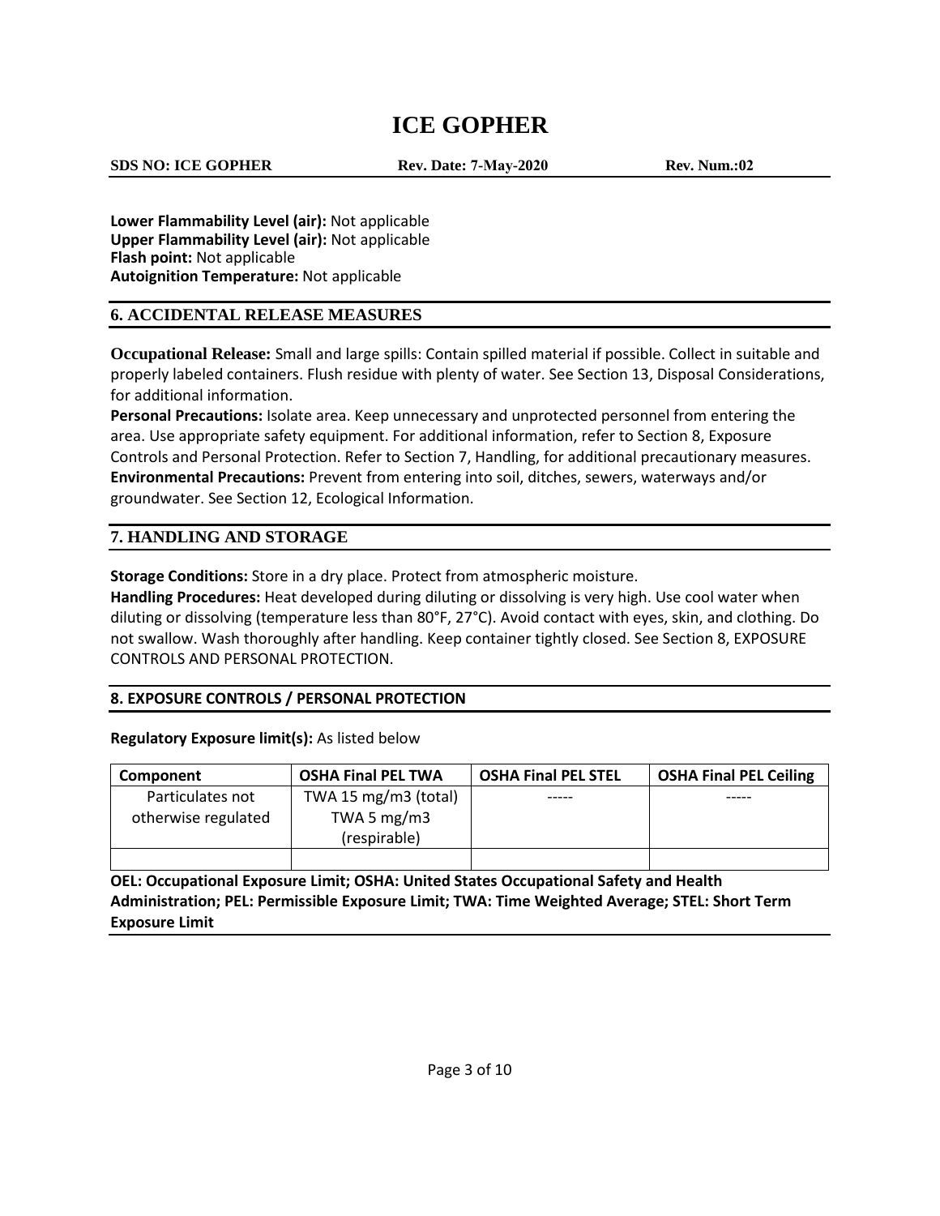**Lower Flammability Level (air):** Not applicable
**Upper Flammability Level (air):** Not applicable
**Flash point:** Not applicable
**Autoignition Temperature:** Not applicable

## 6. ACCIDENTAL RELEASE MEASURES

**Occupational Release:** Small and large spills: Contain spilled material if possible. Collect in suitable and properly labeled containers. Flush residue with plenty of water. See Section 13, Disposal Considerations, for additional information.
**Personal Precautions:** Isolate area. Keep unnecessary and unprotected personnel from entering the area. Use appropriate safety equipment. For additional information, refer to Section 8, Exposure Controls and Personal Protection. Refer to Section 7, Handling, for additional precautionary measures.
**Environmental Precautions:** Prevent from entering into soil, ditches, sewers, waterways and/or groundwater. See Section 12, Ecological Information.

## 7. HANDLING AND STORAGE

**Storage Conditions:** Store in a dry place. Protect from atmospheric moisture.
**Handling Procedures:** Heat developed during diluting or dissolving is very high. Use cool water when diluting or dissolving (temperature less than 80°F, 27°C). Avoid contact with eyes, skin, and clothing. Do not swallow. Wash thoroughly after handling. Keep container tightly closed. See Section 8, EXPOSURE CONTROLS AND PERSONAL PROTECTION.

## 8. EXPOSURE CONTROLS / PERSONAL PROTECTION

**Regulatory Exposure limit(s):** As listed below

| Component | OSHA Final PEL TWA | OSHA Final PEL STEL | OSHA Final PEL Ceiling |
|---|---|---|---|
| Particulates not otherwise regulated | TWA 15 mg/m3 (total) TWA 5 mg/m3 (respirable) | ----- | ----- |
| | | | |

**OEL: Occupational Exposure Limit; OSHA: United States Occupational Safety and Health Administration; PEL: Permissible Exposure Limit; TWA: Time Weighted Average; STEL: Short Term Exposure Limit**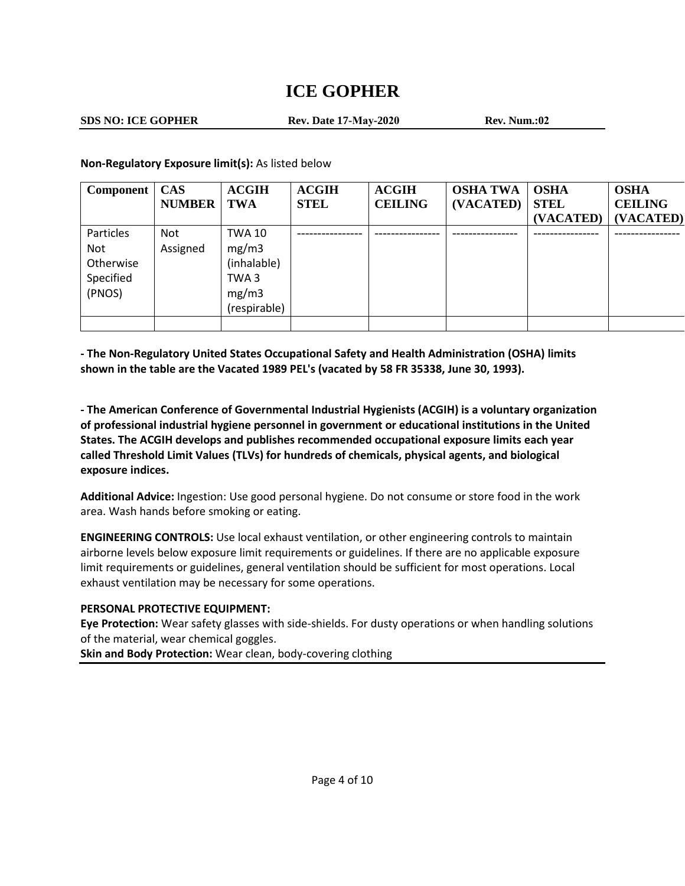**Non-Regulatory Exposure limit(s):** As listed below

| Component | CAS NUMBER | ACGIH TWA | ACGIH STEL | ACGIH CEILING | OSHA TWA (VACATED) | OSHA STEL (VACATED) | OSHA CEILING (VACATED) |
|---|---|---|---|---|---|---|---|
| Particles Not Otherwise Specified (PNOS) | Not Assigned | TWA 10 mg/m3 (inhalable) TWA 3 mg/m3 (respirable) | ---------------- | ---------------- | ---------------- | ---------------- | ---------------- |
| | | | | | | | |

**- The Non-Regulatory United States Occupational Safety and Health Administration (OSHA) limits shown in the table are the Vacated 1989 PEL's (vacated by 58 FR 35338, June 30, 1993).**

**- The American Conference of Governmental Industrial Hygienists (ACGIH) is a voluntary organization of professional industrial hygiene personnel in government or educational institutions in the United States. The ACGIH develops and publishes recommended occupational exposure limits each year called Threshold Limit Values (TLVs) for hundreds of chemicals, physical agents, and biological exposure indices.**

**Additional Advice:** Ingestion: Use good personal hygiene. Do not consume or store food in the work area. Wash hands before smoking or eating.

**ENGINEERING CONTROLS:** Use local exhaust ventilation, or other engineering controls to maintain airborne levels below exposure limit requirements or guidelines. If there are no applicable exposure limit requirements or guidelines, general ventilation should be sufficient for most operations. Local exhaust ventilation may be necessary for some operations.

**PERSONAL PROTECTIVE EQUIPMENT:**

**Eye Protection:** Wear safety glasses with side-shields. For dusty operations or when handling solutions of the material, wear chemical goggles.

**Skin and Body Protection:** Wear clean, body-covering clothing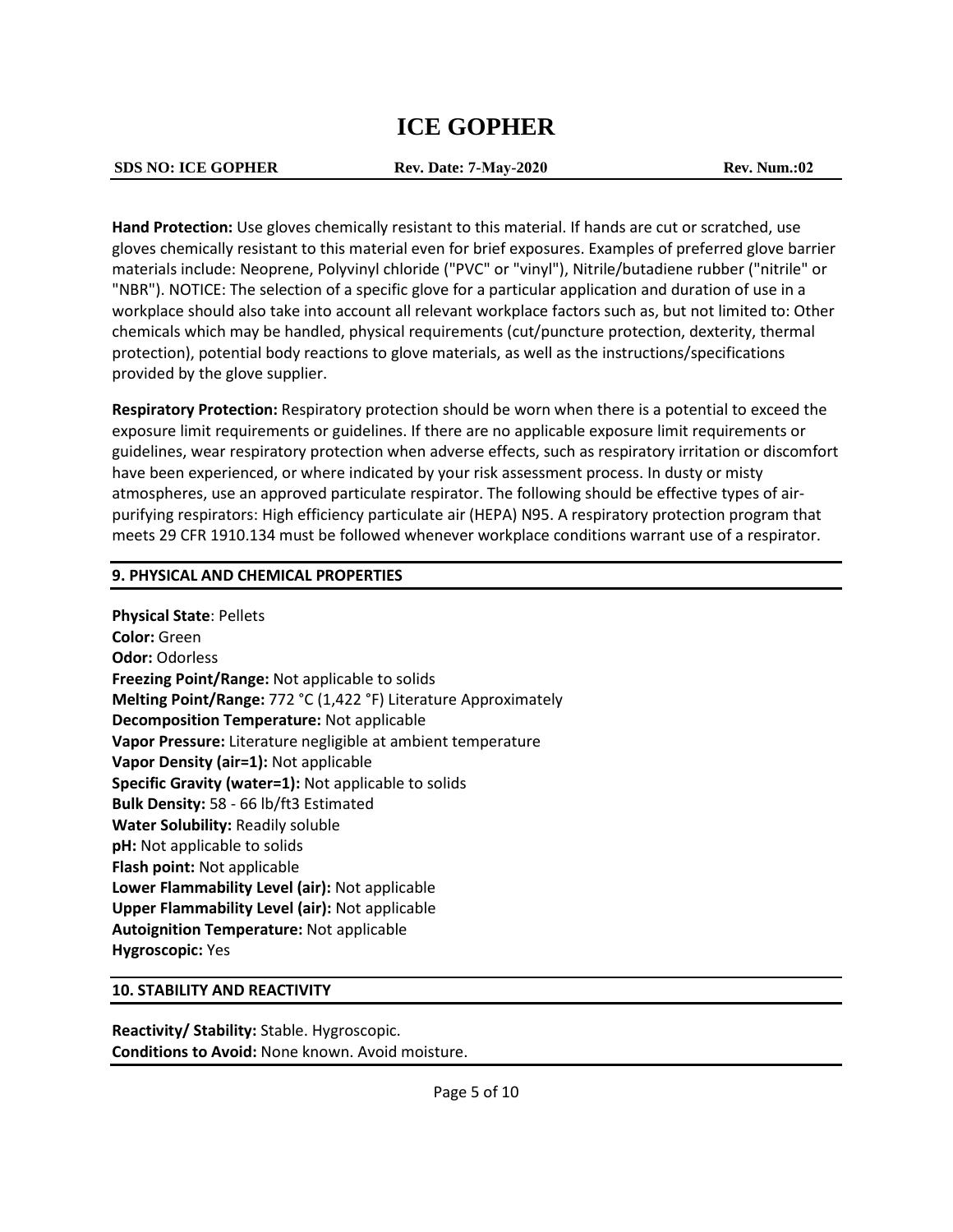**Hand Protection:** Use gloves chemically resistant to this material. If hands are cut or scratched, use gloves chemically resistant to this material even for brief exposures. Examples of preferred glove barrier materials include: Neoprene, Polyvinyl chloride ("PVC" or "vinyl"), Nitrile/butadiene rubber ("nitrile" or "NBR"). NOTICE: The selection of a specific glove for a particular application and duration of use in a workplace should also take into account all relevant workplace factors such as, but not limited to: Other chemicals which may be handled, physical requirements (cut/puncture protection, dexterity, thermal protection), potential body reactions to glove materials, as well as the instructions/specifications provided by the glove supplier.

**Respiratory Protection:** Respiratory protection should be worn when there is a potential to exceed the exposure limit requirements or guidelines. If there are no applicable exposure limit requirements or guidelines, wear respiratory protection when adverse effects, such as respiratory irritation or discomfort have been experienced, or where indicated by your risk assessment process. In dusty or misty atmospheres, use an approved particulate respirator. The following should be effective types of air-purifying respirators: High efficiency particulate air (HEPA) N95. A respiratory protection program that meets 29 CFR 1910.134 must be followed whenever workplace conditions warrant use of a respirator.

## 9. PHYSICAL AND CHEMICAL PROPERTIES

**Physical State**: Pellets
**Color:** Green
**Odor:** Odorless
**Freezing Point/Range:** Not applicable to solids
**Melting Point/Range:** 772 °C (1,422 °F) Literature Approximately
**Decomposition Temperature:** Not applicable
**Vapor Pressure:** Literature negligible at ambient temperature
**Vapor Density (air=1):** Not applicable
**Specific Gravity (water=1):** Not applicable to solids
**Bulk Density:** 58 - 66 lb/ft3 Estimated
**Water Solubility:** Readily soluble
**pH:** Not applicable to solids
**Flash point:** Not applicable
**Lower Flammability Level (air):** Not applicable
**Upper Flammability Level (air):** Not applicable
**Autoignition Temperature:** Not applicable
**Hygroscopic:** Yes

## 10. STABILITY AND REACTIVITY

**Reactivity/ Stability:** Stable. Hygroscopic.
**Conditions to Avoid:** None known. Avoid moisture.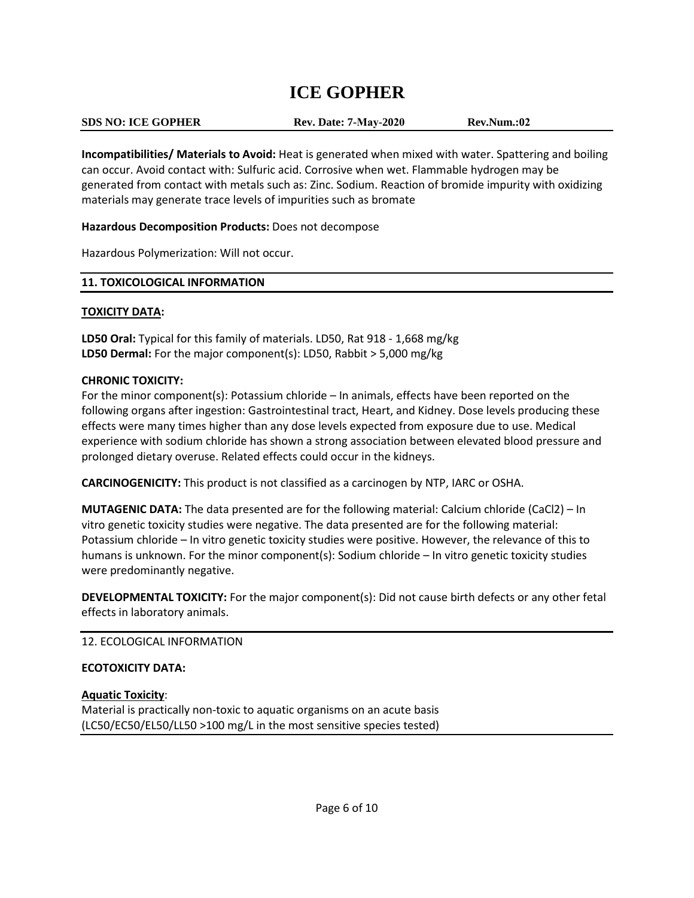**Incompatibilities/ Materials to Avoid:** Heat is generated when mixed with water. Spattering and boiling can occur. Avoid contact with: Sulfuric acid. Corrosive when wet. Flammable hydrogen may be generated from contact with metals such as: Zinc. Sodium. Reaction of bromide impurity with oxidizing materials may generate trace levels of impurities such as bromate

**Hazardous Decomposition Products:** Does not decompose

Hazardous Polymerization: Will not occur.

## 11. TOXICOLOGICAL INFORMATION

**TOXICITY DATA:**

**LD50 Oral:** Typical for this family of materials. LD50, Rat 918 - 1,668 mg/kg
**LD50 Dermal:** For the major component(s): LD50, Rabbit > 5,000 mg/kg

**CHRONIC TOXICITY:**
For the minor component(s): Potassium chloride – In animals, effects have been reported on the following organs after ingestion: Gastrointestinal tract, Heart, and Kidney. Dose levels producing these effects were many times higher than any dose levels expected from exposure due to use. Medical experience with sodium chloride has shown a strong association between elevated blood pressure and prolonged dietary overuse. Related effects could occur in the kidneys.

**CARCINOGENICITY:** This product is not classified as a carcinogen by NTP, IARC or OSHA.

**MUTAGENIC DATA:** The data presented are for the following material: Calcium chloride ($CaCl_2$) – In vitro genetic toxicity studies were negative. The data presented are for the following material: Potassium chloride – In vitro genetic toxicity studies were positive. However, the relevance of this to humans is unknown. For the minor component(s): Sodium chloride – In vitro genetic toxicity studies were predominantly negative.

**DEVELOPMENTAL TOXICITY:** For the major component(s): Did not cause birth defects or any other fetal effects in laboratory animals.

## 12. ECOLOGICAL INFORMATION

**ECOTOXICITY DATA:**

**Aquatic Toxicity**:
Material is practically non-toxic to aquatic organisms on an acute basis (LC50/EC50/EL50/LL50 >100 mg/L in the most sensitive species tested)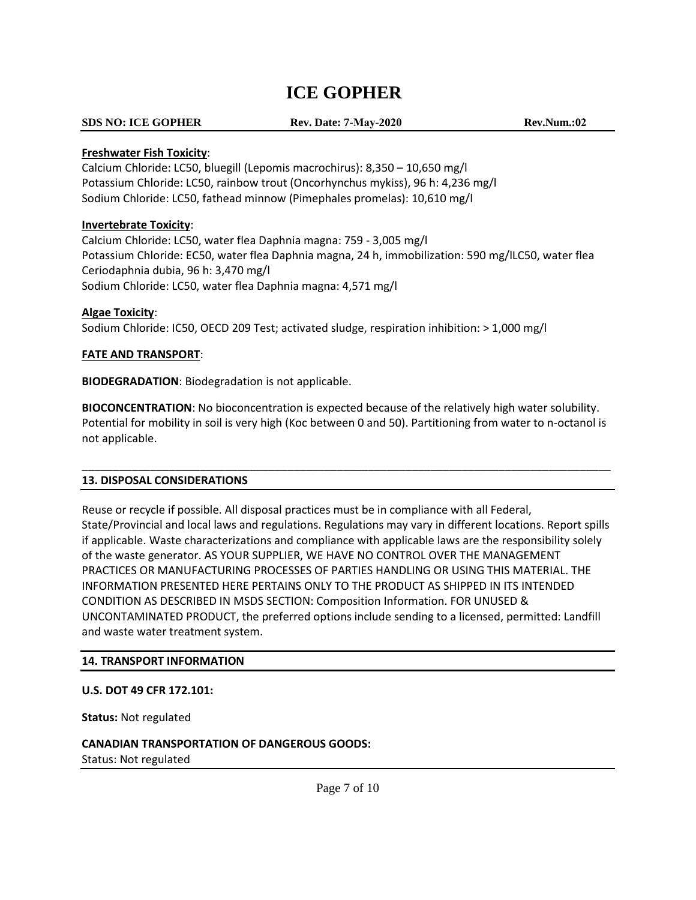**Freshwater Fish Toxicity**:

Calcium Chloride: LC50, bluegill (Lepomis macrochirus): 8,350 – 10,650 mg/l
Potassium Chloride: LC50, rainbow trout (Oncorhynchus mykiss), 96 h: 4,236 mg/l
Sodium Chloride: LC50, fathead minnow (Pimephales promelas): 10,610 mg/l

**Invertebrate Toxicity**:

Calcium Chloride: LC50, water flea Daphnia magna: 759 - 3,005 mg/l
Potassium Chloride: EC50, water flea Daphnia magna, 24 h, immobilization: 590 mg/lLC50, water flea Ceriodaphnia dubia, 96 h: 3,470 mg/l
Sodium Chloride: LC50, water flea Daphnia magna: 4,571 mg/l

**Algae Toxicity**:

Sodium Chloride: IC50, OECD 209 Test; activated sludge, respiration inhibition: > 1,000 mg/l

**FATE AND TRANSPORT**:

**BIODEGRADATION**: Biodegradation is not applicable.

**BIOCONCENTRATION**: No bioconcentration is expected because of the relatively high water solubility. Potential for mobility in soil is very high (Koc between 0 and 50). Partitioning from water to n-octanol is not applicable.

---

## 13. DISPOSAL CONSIDERATIONS

Reuse or recycle if possible. All disposal practices must be in compliance with all Federal, State/Provincial and local laws and regulations. Regulations may vary in different locations. Report spills if applicable. Waste characterizations and compliance with applicable laws are the responsibility solely of the waste generator. AS YOUR SUPPLIER, WE HAVE NO CONTROL OVER THE MANAGEMENT PRACTICES OR MANUFACTURING PROCESSES OF PARTIES HANDLING OR USING THIS MATERIAL. THE INFORMATION PRESENTED HERE PERTAINS ONLY TO THE PRODUCT AS SHIPPED IN ITS INTENDED CONDITION AS DESCRIBED IN MSDS SECTION: Composition Information. FOR UNUSED & UNCONTAMINATED PRODUCT, the preferred options include sending to a licensed, permitted: Landfill and waste water treatment system.

## 14. TRANSPORT INFORMATION

**U.S. DOT 49 CFR 172.101:**

**Status:** Not regulated

**CANADIAN TRANSPORTATION OF DANGEROUS GOODS:**

Status: Not regulated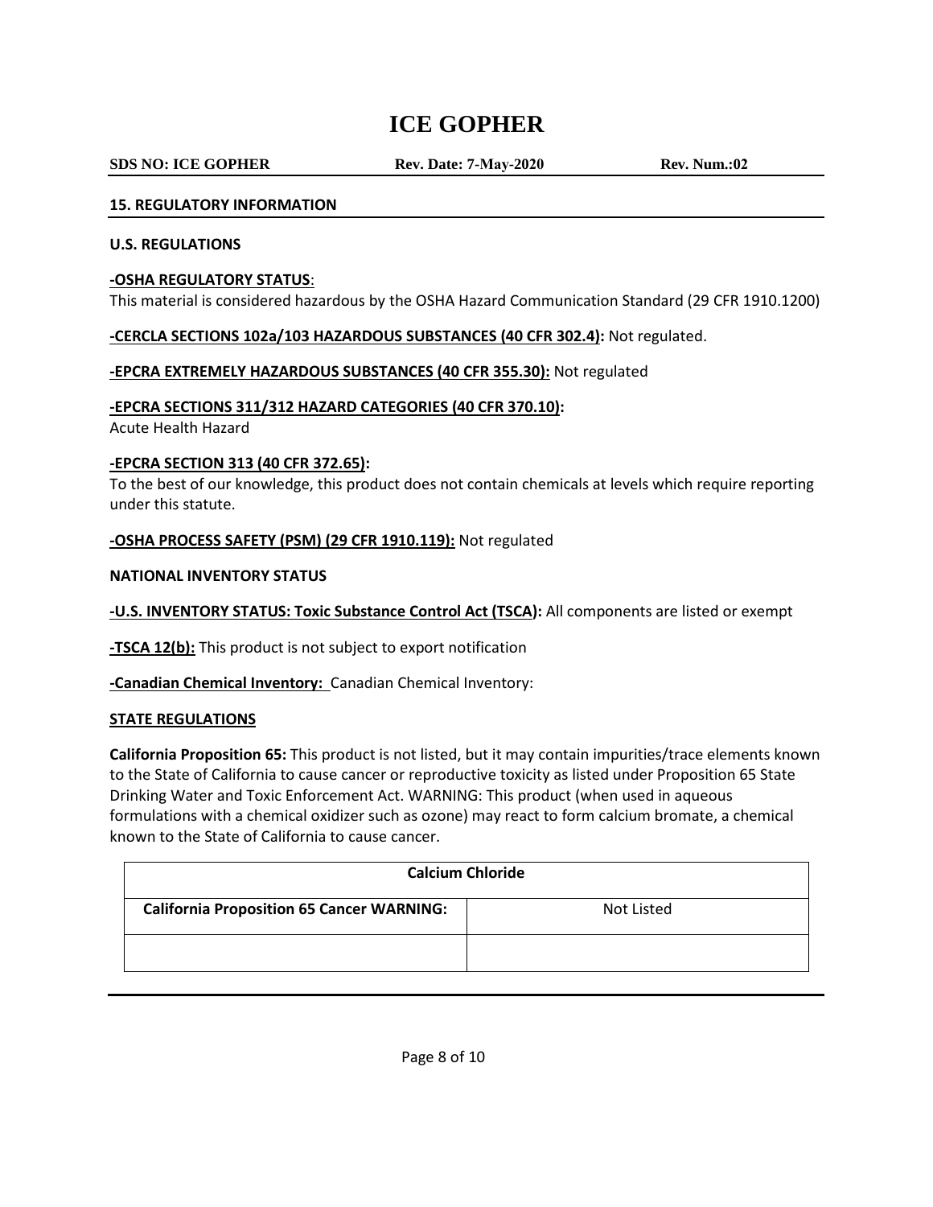## 15. REGULATORY INFORMATION

**U.S. REGULATIONS**

**-OSHA REGULATORY STATUS**:

This material is considered hazardous by the OSHA Hazard Communication Standard (29 CFR 1910.1200)

**-CERCLA SECTIONS 102a/103 HAZARDOUS SUBSTANCES (40 CFR 302.4):** Not regulated.

**-EPCRA EXTREMELY HAZARDOUS SUBSTANCES (40 CFR 355.30):** Not regulated

**-EPCRA SECTIONS 311/312 HAZARD CATEGORIES (40 CFR 370.10):**

Acute Health Hazard

**-EPCRA SECTION 313 (40 CFR 372.65):**

To the best of our knowledge, this product does not contain chemicals at levels which require reporting under this statute.

**-OSHA PROCESS SAFETY (PSM) (29 CFR 1910.119):** Not regulated

**NATIONAL INVENTORY STATUS**

**-U.S. INVENTORY STATUS: Toxic Substance Control Act (TSCA):** All components are listed or exempt

**-TSCA 12(b):** This product is not subject to export notification

**-Canadian Chemical Inventory:** Canadian Chemical Inventory:

**STATE REGULATIONS**

**California Proposition 65:** This product is not listed, but it may contain impurities/trace elements known to the State of California to cause cancer or reproductive toxicity as listed under Proposition 65 State Drinking Water and Toxic Enforcement Act. WARNING: This product (when used in aqueous formulations with a chemical oxidizer such as ozone) may react to form calcium bromate, a chemical known to the State of California to cause cancer.

| Calcium Chloride | |
|---|---|
| **California Proposition 65 Cancer WARNING:** | Not Listed |
| | |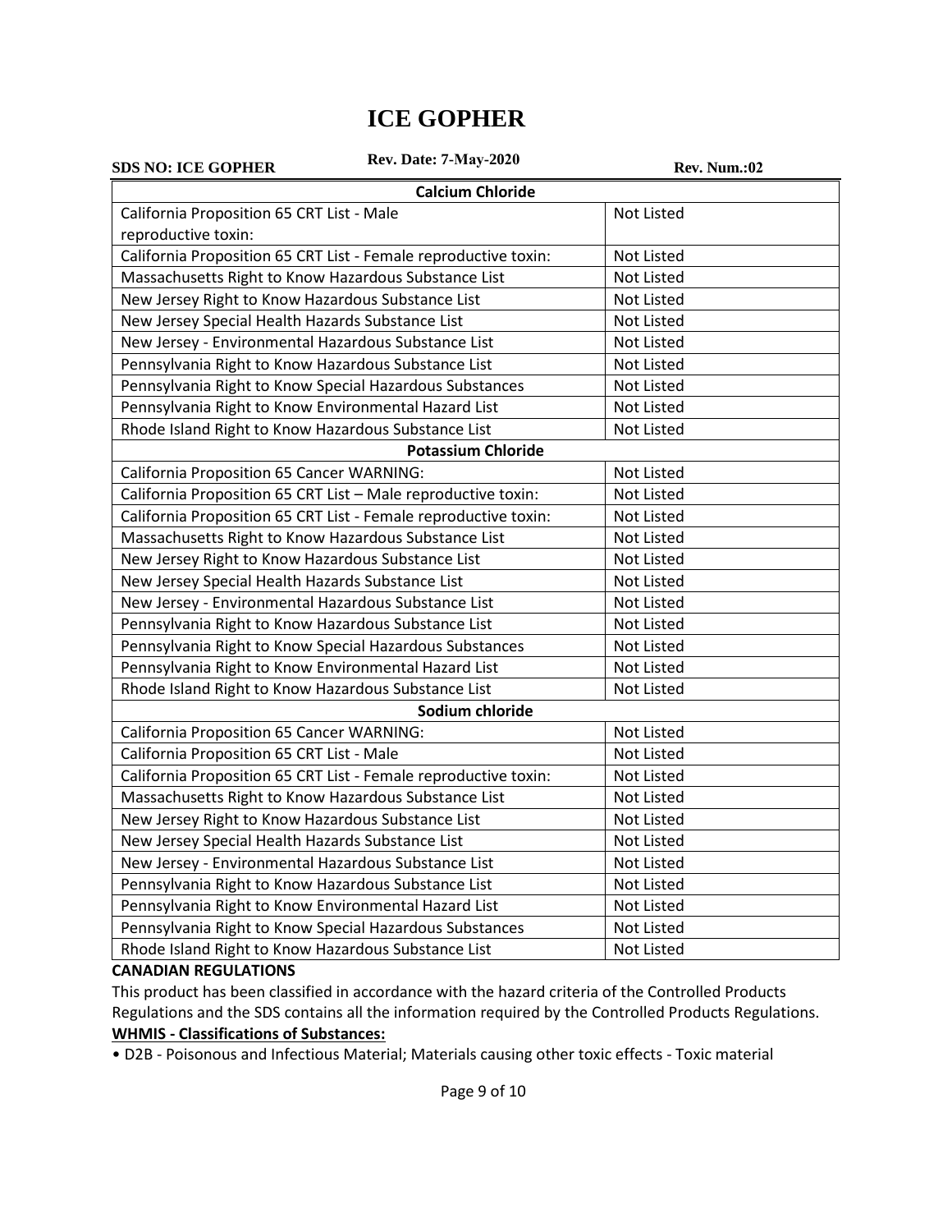| Calcium Chloride | |
|---|---|
| California Proposition 65 CRT List - Male reproductive toxin: | Not Listed |
| California Proposition 65 CRT List - Female reproductive toxin: | Not Listed |
| Massachusetts Right to Know Hazardous Substance List | Not Listed |
| New Jersey Right to Know Hazardous Substance List | Not Listed |
| New Jersey Special Health Hazards Substance List | Not Listed |
| New Jersey - Environmental Hazardous Substance List | Not Listed |
| Pennsylvania Right to Know Hazardous Substance List | Not Listed |
| Pennsylvania Right to Know Special Hazardous Substances | Not Listed |
| Pennsylvania Right to Know Environmental Hazard List | Not Listed |
| Rhode Island Right to Know Hazardous Substance List | Not Listed |
| **Potassium Chloride** | |
| California Proposition 65 Cancer WARNING: | Not Listed |
| California Proposition 65 CRT List – Male reproductive toxin: | Not Listed |
| California Proposition 65 CRT List - Female reproductive toxin: | Not Listed |
| Massachusetts Right to Know Hazardous Substance List | Not Listed |
| New Jersey Right to Know Hazardous Substance List | Not Listed |
| New Jersey Special Health Hazards Substance List | Not Listed |
| New Jersey - Environmental Hazardous Substance List | Not Listed |
| Pennsylvania Right to Know Hazardous Substance List | Not Listed |
| Pennsylvania Right to Know Special Hazardous Substances | Not Listed |
| Pennsylvania Right to Know Environmental Hazard List | Not Listed |
| Rhode Island Right to Know Hazardous Substance List | Not Listed |
| **Sodium chloride** | |
| California Proposition 65 Cancer WARNING: | Not Listed |
| California Proposition 65 CRT List - Male | Not Listed |
| California Proposition 65 CRT List - Female reproductive toxin: | Not Listed |
| Massachusetts Right to Know Hazardous Substance List | Not Listed |
| New Jersey Right to Know Hazardous Substance List | Not Listed |
| New Jersey Special Health Hazards Substance List | Not Listed |
| New Jersey - Environmental Hazardous Substance List | Not Listed |
| Pennsylvania Right to Know Hazardous Substance List | Not Listed |
| Pennsylvania Right to Know Environmental Hazard List | Not Listed |
| Pennsylvania Right to Know Special Hazardous Substances | Not Listed |
| Rhode Island Right to Know Hazardous Substance List | Not Listed |

**CANADIAN REGULATIONS**

This product has been classified in accordance with the hazard criteria of the Controlled Products Regulations and the SDS contains all the information required by the Controlled Products Regulations.

**WHMIS - Classifications of Substances:**

- D2B - Poisonous and Infectious Material; Materials causing other toxic effects - Toxic material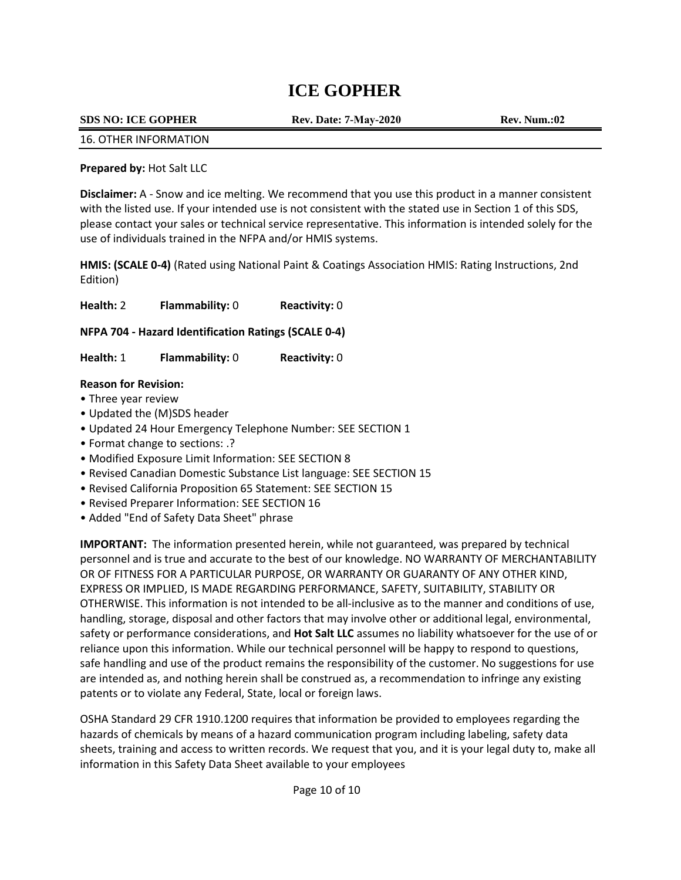# ICE GOPHER

**SDS NO: ICE GOPHER** **Rev. Date: 7-May-2020** **Rev. Num.:02**

## 16. OTHER INFORMATION

**Prepared by:** Hot Salt LLC

**Disclaimer:** A - Snow and ice melting. We recommend that you use this product in a manner consistent with the listed use. If your intended use is not consistent with the stated use in Section 1 of this SDS, please contact your sales or technical service representative. This information is intended solely for the use of individuals trained in the NFPA and/or HMIS systems.

**HMIS: (SCALE 0-4)** (Rated using National Paint & Coatings Association HMIS: Rating Instructions, 2nd Edition)

**Health:** 2 **Flammability:** 0 **Reactivity:** 0

**NFPA 704 - Hazard Identification Ratings (SCALE 0-4)**

**Health:** 1 **Flammability:** 0 **Reactivity:** 0

**Reason for Revision:**

- Three year review
- Updated the (M)SDS header
- Updated 24 Hour Emergency Telephone Number: SEE SECTION 1
- Format change to sections: .?
- Modified Exposure Limit Information: SEE SECTION 8
- Revised Canadian Domestic Substance List language: SEE SECTION 15
- Revised California Proposition 65 Statement: SEE SECTION 15
- Revised Preparer Information: SEE SECTION 16
- Added "End of Safety Data Sheet" phrase

**IMPORTANT:** The information presented herein, while not guaranteed, was prepared by technical personnel and is true and accurate to the best of our knowledge. NO WARRANTY OF MERCHANTABILITY OR OF FITNESS FOR A PARTICULAR PURPOSE, OR WARRANTY OR GUARANTY OF ANY OTHER KIND, EXPRESS OR IMPLIED, IS MADE REGARDING PERFORMANCE, SAFETY, SUITABILITY, STABILITY OR OTHERWISE. This information is not intended to be all-inclusive as to the manner and conditions of use, handling, storage, disposal and other factors that may involve other or additional legal, environmental, safety or performance considerations, and **Hot Salt LLC** assumes no liability whatsoever for the use of or reliance upon this information. While our technical personnel will be happy to respond to questions, safe handling and use of the product remains the responsibility of the customer. No suggestions for use are intended as, and nothing herein shall be construed as, a recommendation to infringe any existing patents or to violate any Federal, State, local or foreign laws.

OSHA Standard 29 CFR 1910.1200 requires that information be provided to employees regarding the hazards of chemicals by means of a hazard communication program including labeling, safety data sheets, training and access to written records. We request that you, and it is your legal duty to, make all information in this Safety Data Sheet available to your employees